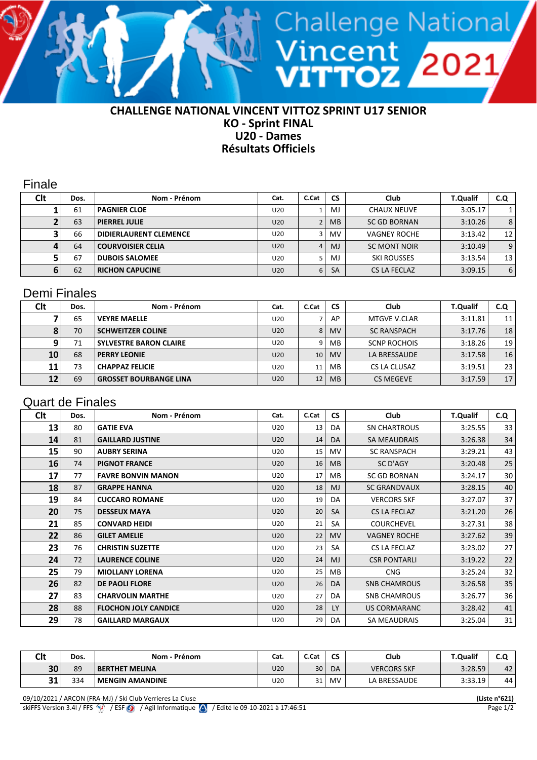# CHALLENGE NATIONAL VINCENT VITTOZ SPRINT U17 SENIOR
## KO - Sprint FINAL
## U20 - Dames
## Résultats Officiels

### Finale

| Clt | Dos. | Nom - Prénom | Cat. | C.Cat | CS | Club | T.Qualif | C.Q |
|---|---|---|---|---|---|---|---|---|
| 1 | 61 | PAGNIER CLOE | U20 | 1 | MJ | CHAUX NEUVE | 3:05.17 | 1 |
| 2 | 63 | PIERREL JULIE | U20 | 2 | MB | SC GD BORNAN | 3:10.26 | 8 |
| 3 | 66 | DIDIERLAURENT CLEMENCE | U20 | 3 | MV | VAGNEY ROCHE | 3:13.42 | 12 |
| 4 | 64 | COURVOISIER CELIA | U20 | 4 | MJ | SC MONT NOIR | 3:10.49 | 9 |
| 5 | 67 | DUBOIS SALOMEE | U20 | 5 | MJ | SKI ROUSSES | 3:13.54 | 13 |
| 6 | 62 | RICHON CAPUCINE | U20 | 6 | SA | CS LA FECLAZ | 3:09.15 | 6 |

### Demi Finales

| Clt | Dos. | Nom - Prénom | Cat. | C.Cat | CS | Club | T.Qualif | C.Q |
|---|---|---|---|---|---|---|---|---|
| 7 | 65 | VEYRE MAELLE | U20 | 7 | AP | MTGVE V.CLAR | 3:11.81 | 11 |
| 8 | 70 | SCHWEITZER COLINE | U20 | 8 | MV | SC RANSPACH | 3:17.76 | 18 |
| 9 | 71 | SYLVESTRE BARON CLAIRE | U20 | 9 | MB | SCNP ROCHOIS | 3:18.26 | 19 |
| 10 | 68 | PERRY LEONIE | U20 | 10 | MV | LA BRESSAUDE | 3:17.58 | 16 |
| 11 | 73 | CHAPPAZ FELICIE | U20 | 11 | MB | CS LA CLUSAZ | 3:19.51 | 23 |
| 12 | 69 | GROSSET BOURBANGE LINA | U20 | 12 | MB | CS MEGEVE | 3:17.59 | 17 |

### Quart de Finales

| Clt | Dos. | Nom - Prénom | Cat. | C.Cat | CS | Club | T.Qualif | C.Q |
|---|---|---|---|---|---|---|---|---|
| 13 | 80 | GATIE EVA | U20 | 13 | DA | SN CHARTROUS | 3:25.55 | 33 |
| 14 | 81 | GAILLARD JUSTINE | U20 | 14 | DA | SA MEAUDRAIS | 3:26.38 | 34 |
| 15 | 90 | AUBRY SERINA | U20 | 15 | MV | SC RANSPACH | 3:29.21 | 43 |
| 16 | 74 | PIGNOT FRANCE | U20 | 16 | MB | SC D'AGY | 3:20.48 | 25 |
| 17 | 77 | FAVRE BONVIN MANON | U20 | 17 | MB | SC GD BORNAN | 3:24.17 | 30 |
| 18 | 87 | GRAPPE HANNA | U20 | 18 | MJ | SC GRANDVAUX | 3:28.15 | 40 |
| 19 | 84 | CUCCARO ROMANE | U20 | 19 | DA | VERCORS SKF | 3:27.07 | 37 |
| 20 | 75 | DESSEUX MAYA | U20 | 20 | SA | CS LA FECLAZ | 3:21.20 | 26 |
| 21 | 85 | CONVARD HEIDI | U20 | 21 | SA | COURCHEVEL | 3:27.31 | 38 |
| 22 | 86 | GILET AMELIE | U20 | 22 | MV | VAGNEY ROCHE | 3:27.62 | 39 |
| 23 | 76 | CHRISTIN SUZETTE | U20 | 23 | SA | CS LA FECLAZ | 3:23.02 | 27 |
| 24 | 72 | LAURENCE COLINE | U20 | 24 | MJ | CSR PONTARLI | 3:19.22 | 22 |
| 25 | 79 | MIOLLANY LORENA | U20 | 25 | MB | CNG | 3:25.24 | 32 |
| 26 | 82 | DE PAOLI FLORE | U20 | 26 | DA | SNB CHAMROUS | 3:26.58 | 35 |
| 27 | 83 | CHARVOLIN MARTHE | U20 | 27 | DA | SNB CHAMROUS | 3:26.77 | 36 |
| 28 | 88 | FLOCHON JOLY CANDICE | U20 | 28 | LY | US CORMARANC | 3:28.42 | 41 |
| 29 | 78 | GAILLARD MARGAUX | U20 | 29 | DA | SA MEAUDRAIS | 3:25.04 | 31 |

| Clt | Dos. | Nom - Prénom | Cat. | C.Cat | CS | Club | T.Qualif | C.Q |
|---|---|---|---|---|---|---|---|---|
| 30 | 89 | BERTHET MELINA | U20 | 30 | DA | VERCORS SKF | 3:28.59 | 42 |
| 31 | 334 | MENGIN AMANDINE | U20 | 31 | MV | LA BRESSAUDE | 3:33.19 | 44 |

09/10/2021 / ARCON (FRA-MJ) / Ski Club Verrieres La Cluse (Liste n°621)

skiFFS Version 3.4l / FFS / ESF / Agil Informatique / Edité le 09-10-2021 à 17:46:51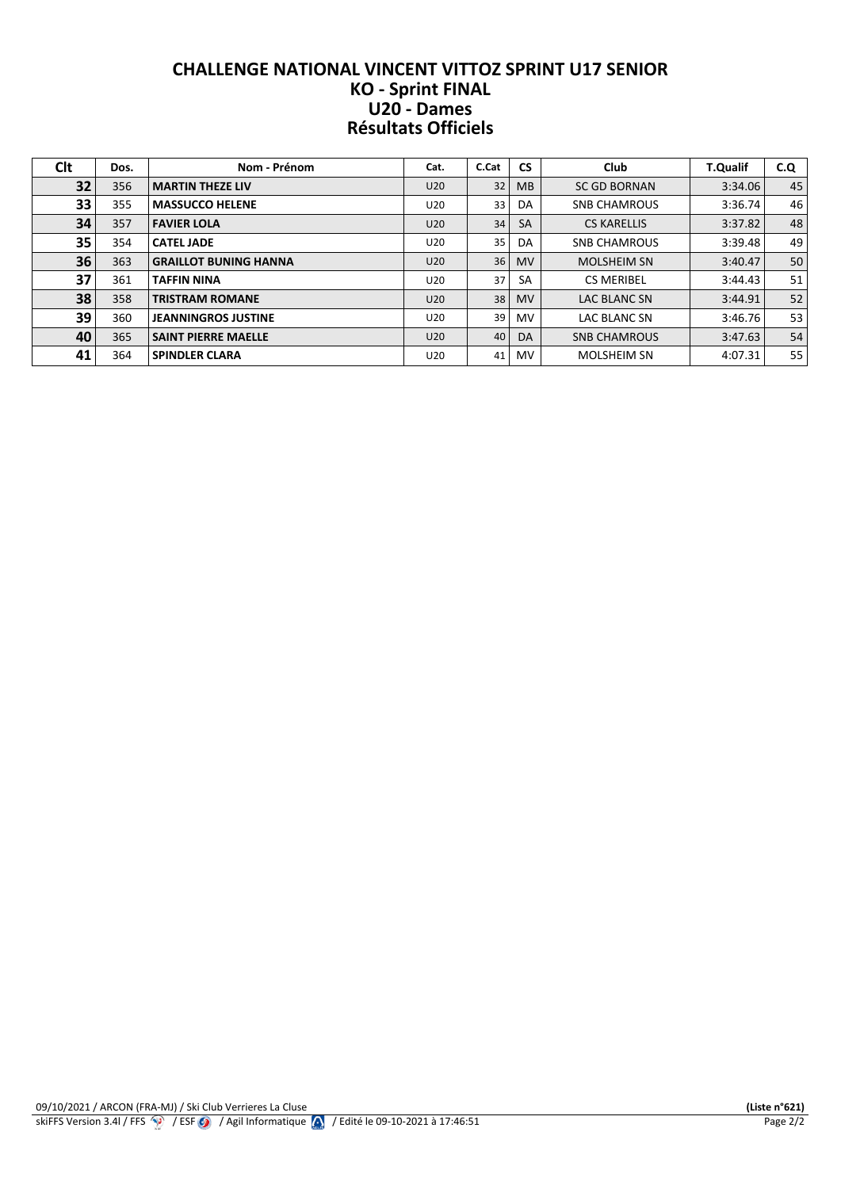# CHALLENGE NATIONAL VINCENT VITTOZ SPRINT U17 SENIOR
## KO - Sprint FINAL
## U20 - Dames
## Résultats Officiels

| Clt | Dos. | Nom - Prénom | Cat. | C.Cat | CS | Club | T.Qualif | C.Q |
|---|---|---|---|---|---|---|---|---|
| 32 | 356 | MARTIN THEZE LIV | U20 | 32 | MB | SC GD BORNAN | 3:34.06 | 45 |
| 33 | 355 | MASSUCCO HELENE | U20 | 33 | DA | SNB CHAMROUS | 3:36.74 | 46 |
| 34 | 357 | FAVIER LOLA | U20 | 34 | SA | CS KARELLIS | 3:37.82 | 48 |
| 35 | 354 | CATEL JADE | U20 | 35 | DA | SNB CHAMROUS | 3:39.48 | 49 |
| 36 | 363 | GRAILLOT BUNING HANNA | U20 | 36 | MV | MOLSHEIM SN | 3:40.47 | 50 |
| 37 | 361 | TAFFIN NINA | U20 | 37 | SA | CS MERIBEL | 3:44.43 | 51 |
| 38 | 358 | TRISTRAM ROMANE | U20 | 38 | MV | LAC BLANC SN | 3:44.91 | 52 |
| 39 | 360 | JEANNINGROS JUSTINE | U20 | 39 | MV | LAC BLANC SN | 3:46.76 | 53 |
| 40 | 365 | SAINT PIERRE MAELLE | U20 | 40 | DA | SNB CHAMROUS | 3:47.63 | 54 |
| 41 | 364 | SPINDLER CLARA | U20 | 41 | MV | MOLSHEIM SN | 4:07.31 | 55 |

09/10/2021 / ARCON (FRA-MJ) / Ski Club Verrieres La Cluse **(Liste n°621)**

skiFFS Version 3.4l / FFS / ESF / Agil Informatique / Edité le 09-10-2021 à 17:46:51